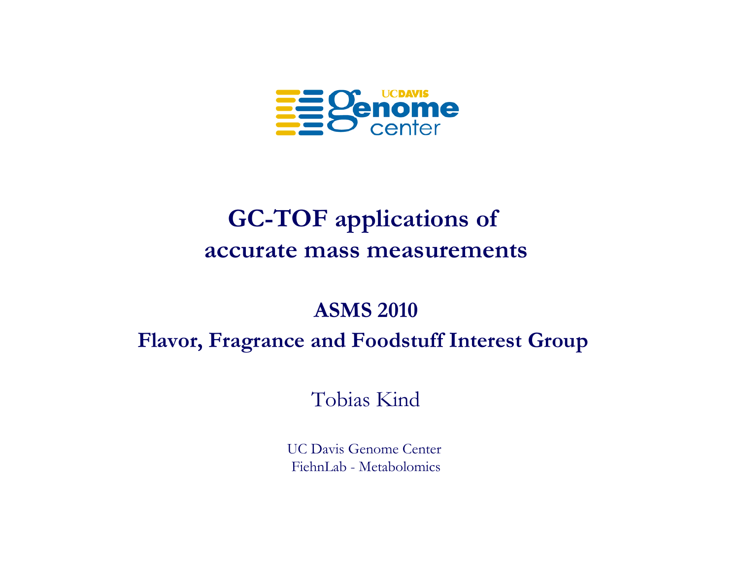UC DAVIS Genome center

# GC-TOF applications of accurate mass measurements

## ASMS 2010

## Flavor, Fragrance and Foodstuff Interest Group

Tobias Kind

UC Davis Genome Center
FiehnLab - Metabolomics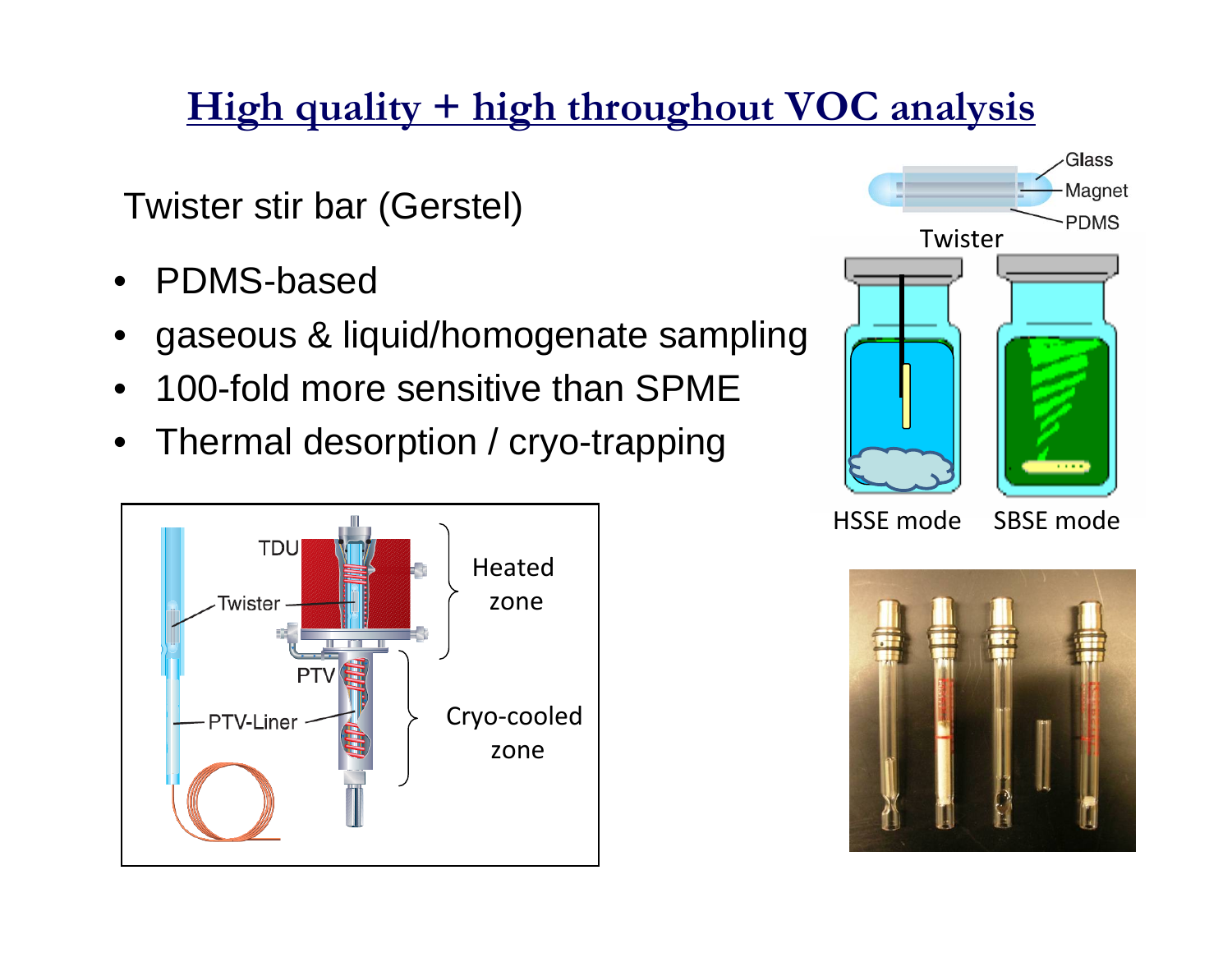# High quality + high throughout VOC analysis

Twister stir bar (Gerstel)

- PDMS-based
- gaseous & liquid/homogenate sampling
- 100-fold more sensitive than SPME
- Thermal desorption / cryo-trapping

Glass
Magnet
PDMS
Twister

HSSE mode SBSE mode

TDU
Twister
PTV
PTV-Liner
Heated zone
Cryo-cooled zone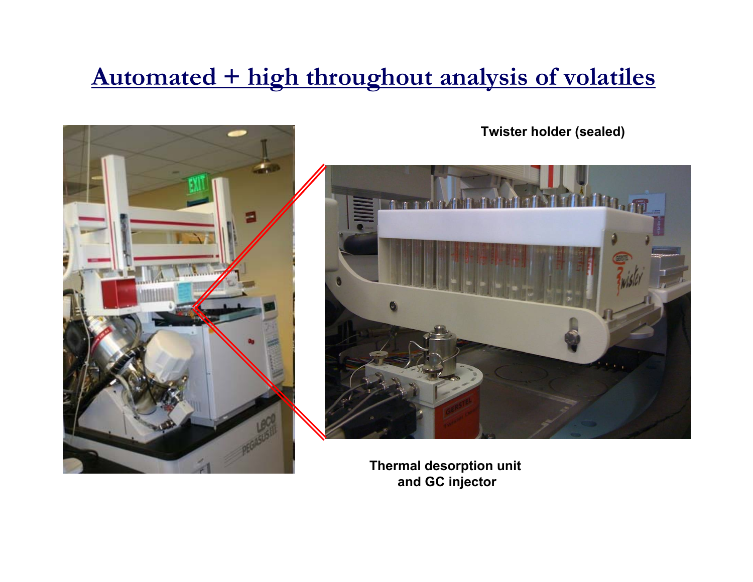# Automated + high throughout analysis of volatiles

**Twister holder (sealed)**

**Thermal desorption unit and GC injector**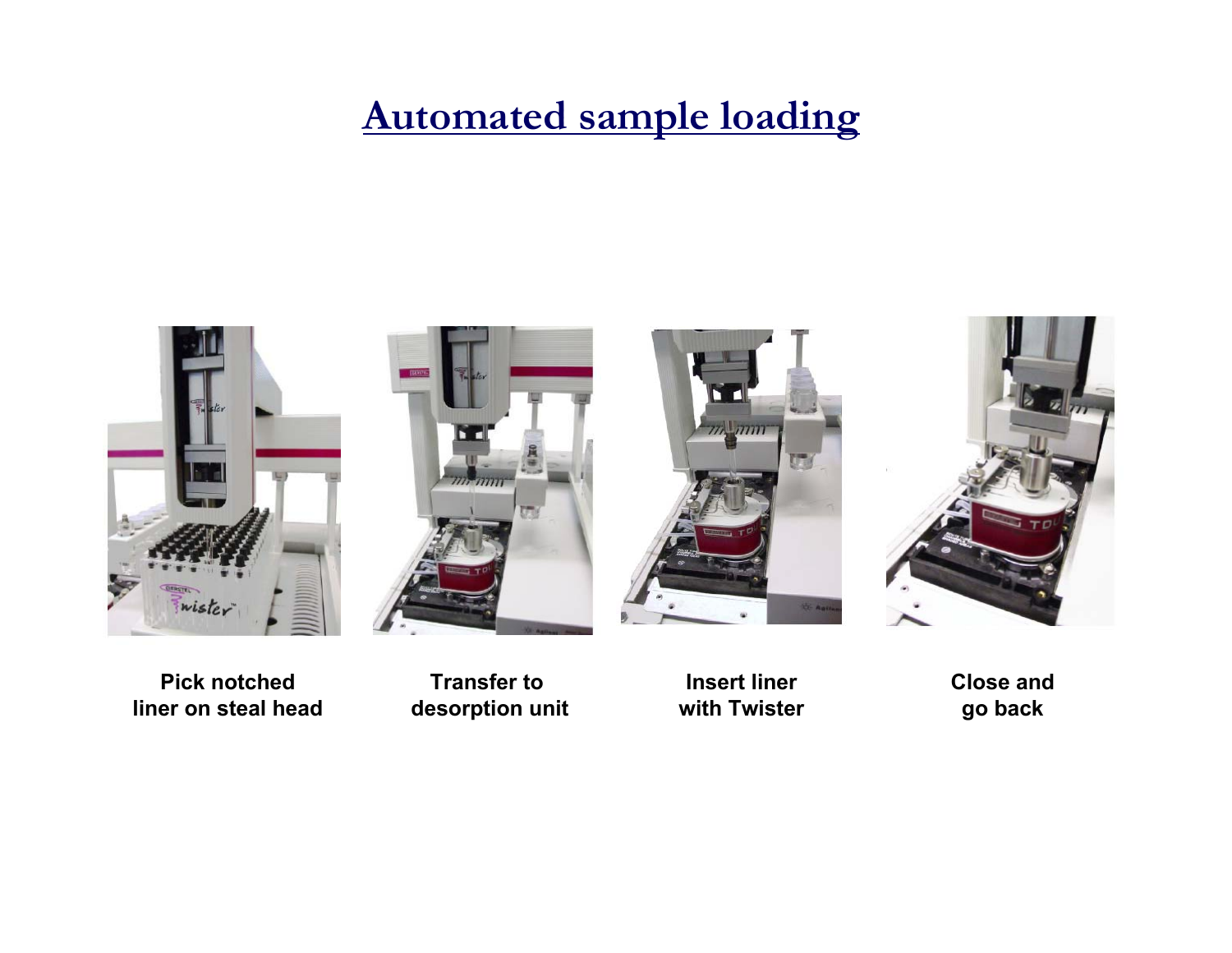# Automated sample loading

**Pick notched liner on steal head**

**Transfer to desorption unit**

**Insert liner with Twister**

**Close and go back**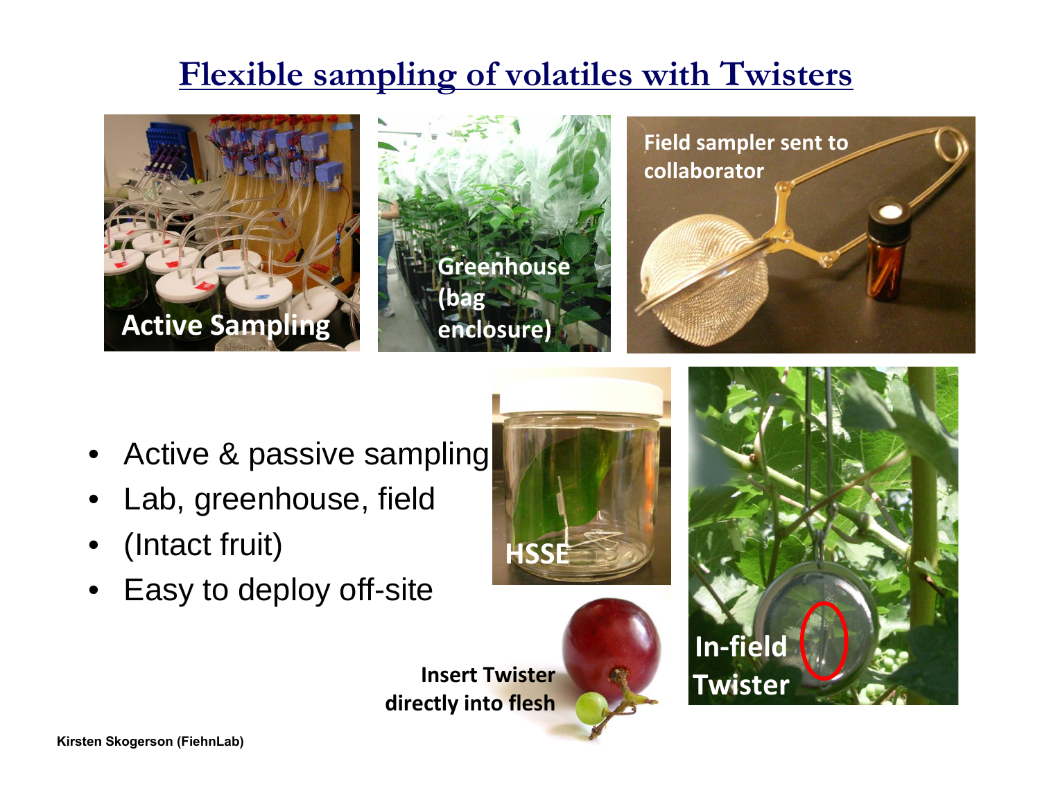# Flexible sampling of volatiles with Twisters

- Active & passive sampling
- Lab, greenhouse, field
- (Intact fruit)
- Easy to deploy off-site

Kirsten Skogerson (FiehnLab)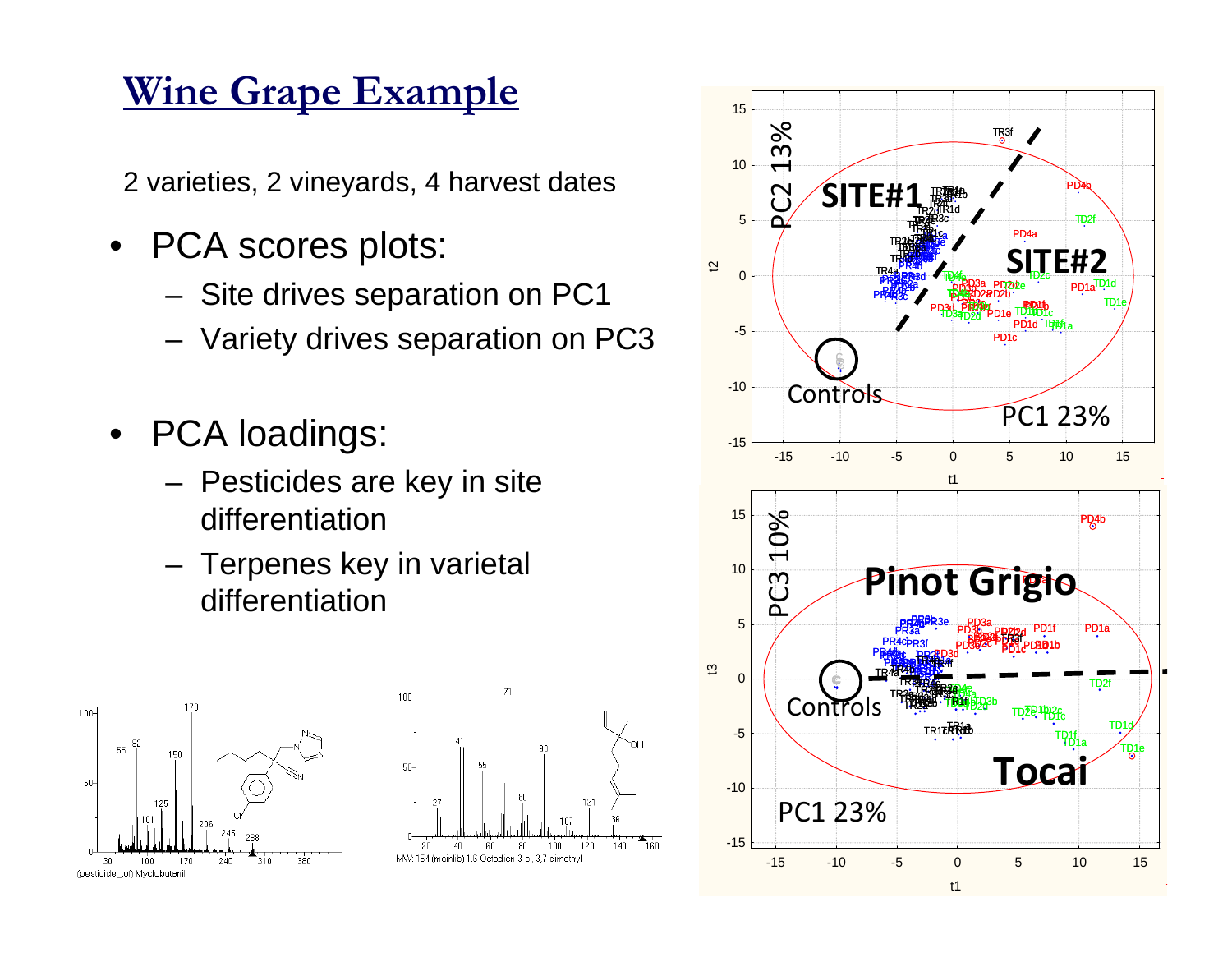# Wine Grape Example

2 varieties, 2 vineyards, 4 harvest dates

- PCA scores plots:
  - Site drives separation on PC1
  - Variety drives separation on PC3
- PCA loadings:
  - Pesticides are key in site differentiation
  - Terpenes key in varietal differentiation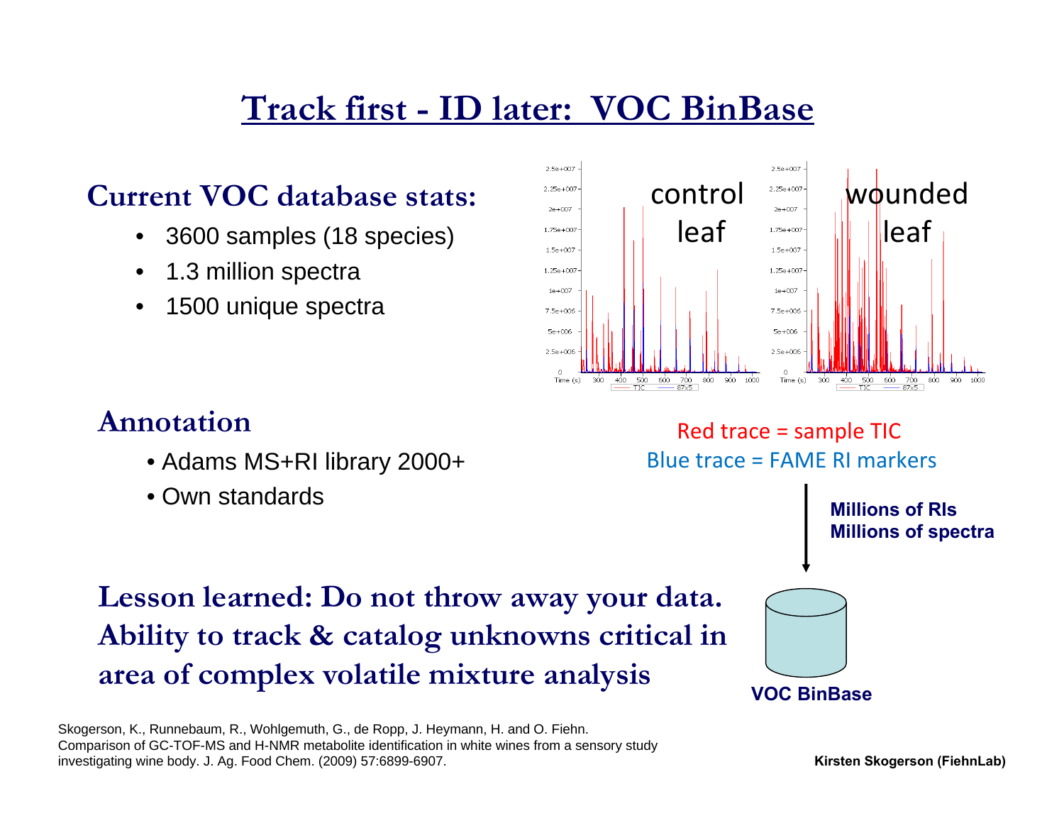# Track first - ID later: VOC BinBase

## Current VOC database stats:

- 3600 samples (18 species)
- 1.3 million spectra
- 1500 unique spectra

control leaf

wounded leaf

Red trace = sample TIC

Blue trace = FAME RI markers

**Millions of RIs**
**Millions of spectra**

**VOC BinBase**

## Annotation

- Adams MS+RI library 2000+
- Own standards

**Lesson learned: Do not throw away your data. Ability to track & catalog unknowns critical in area of complex volatile mixture analysis**

Skogerson, K., Runnebaum, R., Wohlgemuth, G., de Ropp, J. Heymann, H. and O. Fiehn. Comparison of GC-TOF-MS and H-NMR metabolite identification in white wines from a sensory study investigating wine body. J. Ag. Food Chem. (2009) 57:6899-6907.

**Kirsten Skogerson (FiehnLab)**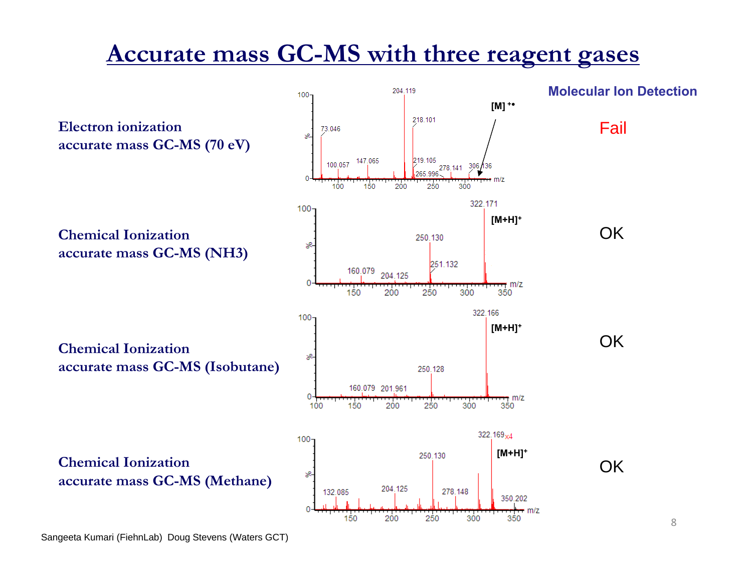# Accurate mass GC-MS with three reagent gases

| | Molecular Ion Detection |
|---|---|
| Electron ionization accurate mass GC-MS (70 eV) | Fail |
| Chemical Ionization accurate mass GC-MS (NH3) | OK |
| Chemical Ionization accurate mass GC-MS (Isobutane) | OK |
| Chemical Ionization accurate mass GC-MS (Methane) | OK |

Sangeeta Kumari (FiehnLab) Doug Stevens (Waters GCT)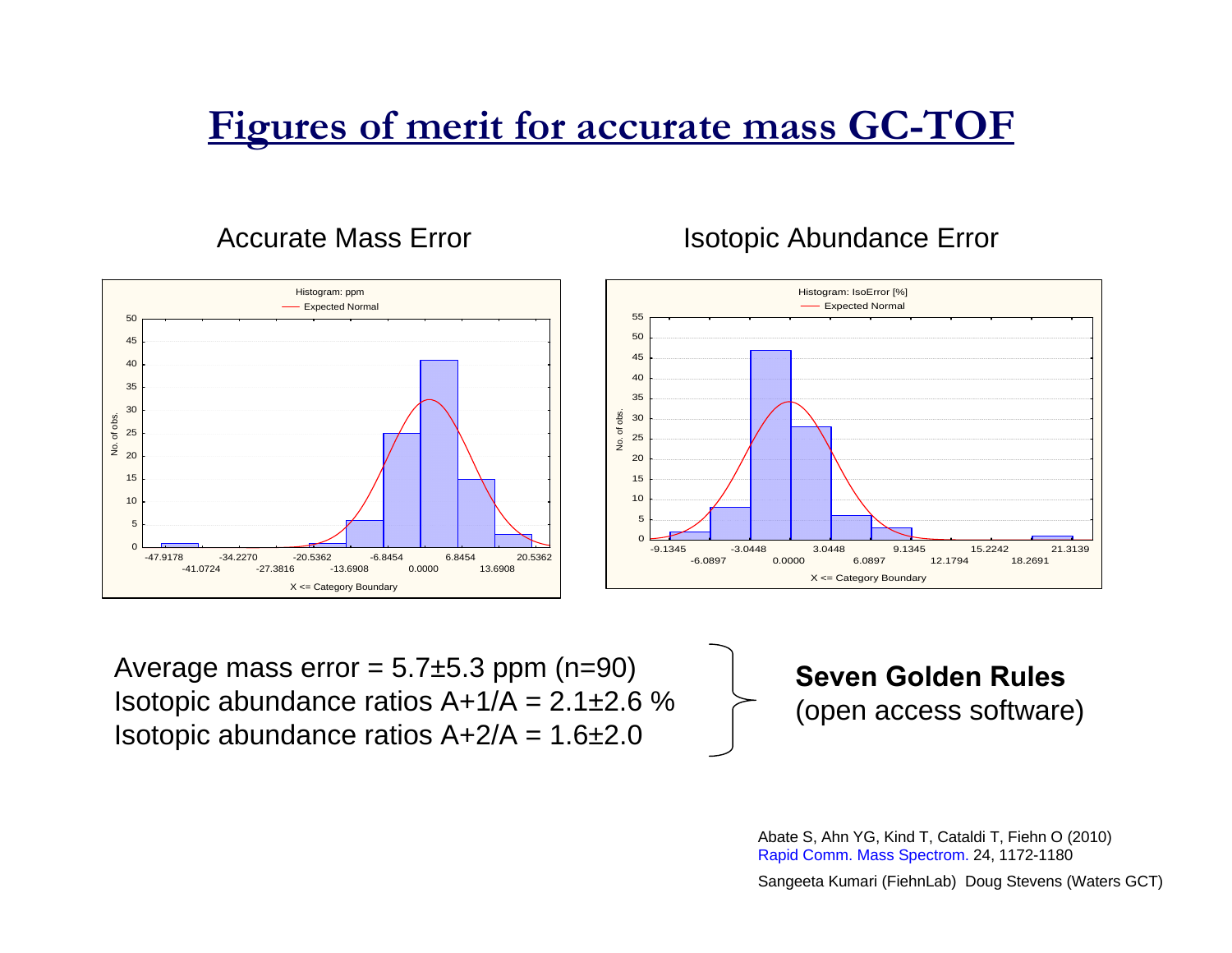# Figures of merit for accurate mass GC-TOF

Accurate Mass Error

Histogram: ppm
Expected Normal

Isotopic Abundance Error

Histogram: IsoError [%]
Expected Normal

Average mass error = 5.7±5.3 ppm (n=90)
Isotopic abundance ratios A+1/A = 2.1±2.6 %
Isotopic abundance ratios A+2/A = 1.6±2.0

**Seven Golden Rules**
(open access software)

Abate S, Ahn YG, Kind T, Cataldi T, Fiehn O (2010)
Rapid Comm. Mass Spectrom. 24, 1172-1180

Sangeeta Kumari (FiehnLab) Doug Stevens (Waters GCT)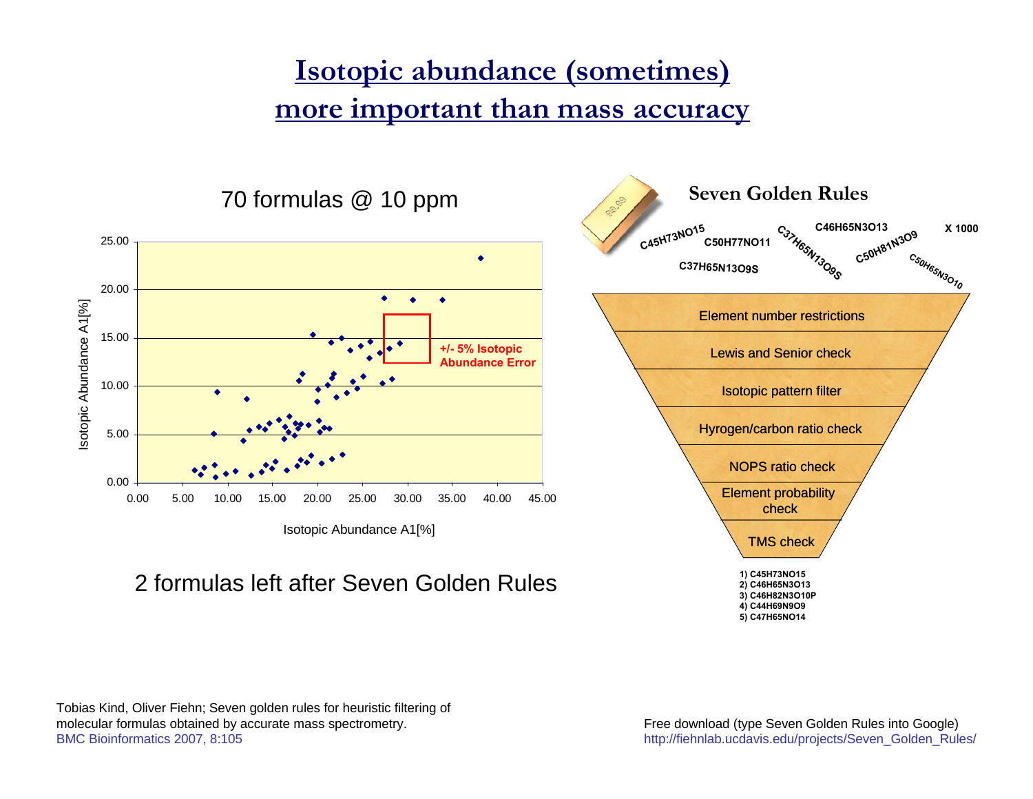# Isotopic abundance (sometimes) more important than mass accuracy

70 formulas @ 10 ppm

+/- 5% Isotopic Abundance Error

Isotopic Abundance A1[%]

2 formulas left after Seven Golden Rules

## Seven Golden Rules

$C_{45}H_{73}NO_{15}$ $C_{50}H_{77}NO_{11}$ $C_{37}H_{65}N_{13}O_9S$ $C_{37}H_{65}N_{13}O_9S$ $C_{46}H_{65}N_3O_{13}$ $C_{50}H_{81}N_3O_9$ $C_{50}H_{65}N_3O_{10}$ X 1000

- Element number restrictions
- Lewis and Senior check
- Isotopic pattern filter
- Hyrogen/carbon ratio check
- NOPS ratio check
- Element probability check
- TMS check

1) $C_{45}H_{73}NO_{15}$
2) $C_{46}H_{65}N_3O_{13}$
3) $C_{46}H_{82}N_3O_{10}P$
4) $C_{44}H_{69}N_9O_9$
5) $C_{47}H_{65}NO_{14}$

Tobias Kind, Oliver Fiehn; Seven golden rules for heuristic filtering of molecular formulas obtained by accurate mass spectrometry.
BMC Bioinformatics 2007, 8:105

Free download (type Seven Golden Rules into Google)
http://fiehnlab.ucdavis.edu/projects/Seven_Golden_Rules/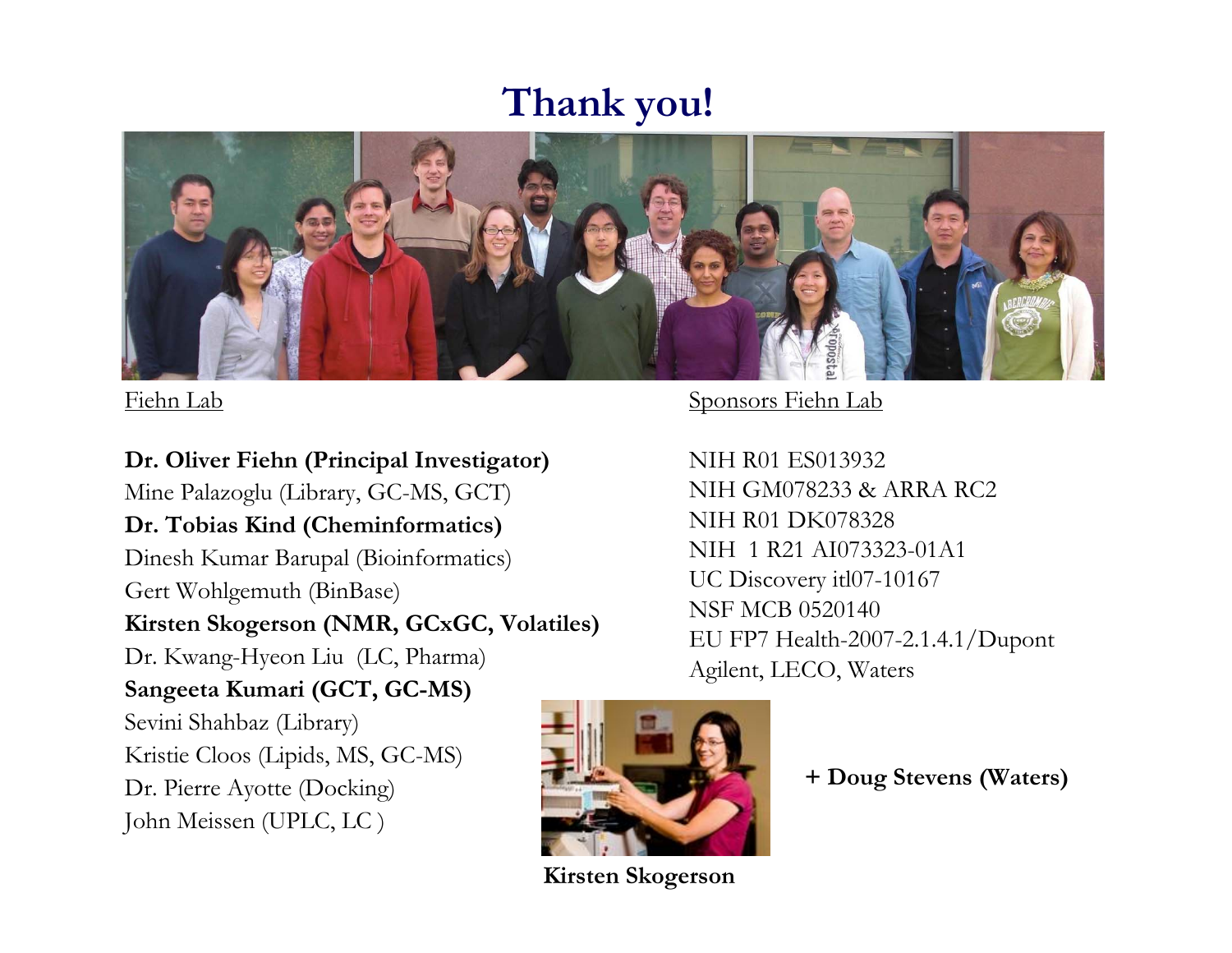# Thank you!

Fiehn Lab

**Dr. Oliver Fiehn (Principal Investigator)**
Mine Palazoglu (Library, GC-MS, GCT)
**Dr. Tobias Kind (Cheminformatics)**
Dinesh Kumar Barupal (Bioinformatics)
Gert Wohlgemuth (BinBase)
**Kirsten Skogerson (NMR, GCxGC, Volatiles)**
Dr. Kwang-Hyeon Liu (LC, Pharma)
**Sangeeta Kumari (GCT, GC-MS)**
Sevini Shahbaz (Library)
Kristie Cloos (Lipids, MS, GC-MS)
Dr. Pierre Ayotte (Docking)
John Meissen (UPLC, LC )

Sponsors Fiehn Lab

NIH R01 ES013932
NIH GM078233 & ARRA RC2
NIH R01 DK078328
NIH 1 R21 AI073323-01A1
UC Discovery itl07-10167
NSF MCB 0520140
EU FP7 Health-2007-2.1.4.1/Dupont
Agilent, LECO, Waters

**Kirsten Skogerson**

**+ Doug Stevens (Waters)**